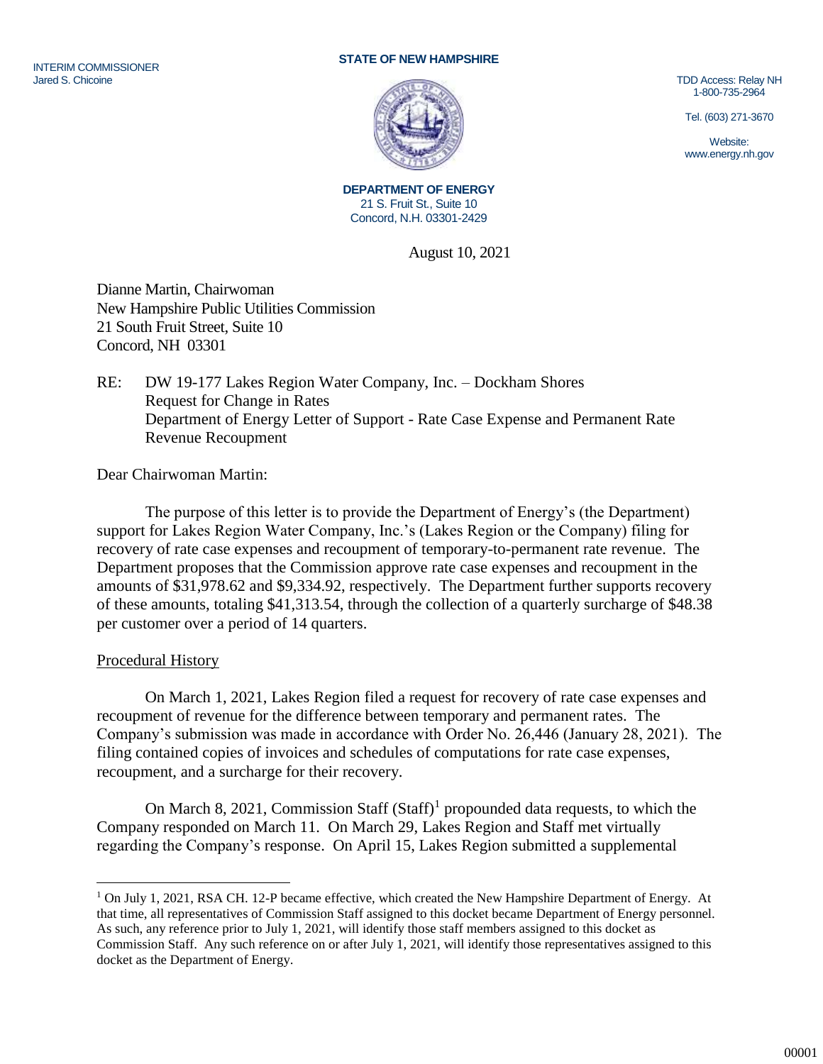INTERIM COMMISSIONER
Jared S. Chicoine

**STATE OF NEW HAMPSHIRE**

TDD Access: Relay NH
1-800-735-2964

Tel. (603) 271-3670

Website:
www.energy.nh.gov

**DEPARTMENT OF ENERGY**
21 S. Fruit St., Suite 10
Concord, N.H. 03301-2429

August 10, 2021

Dianne Martin, Chairwoman
New Hampshire Public Utilities Commission
21 South Fruit Street, Suite 10
Concord, NH 03301

RE: DW 19-177 Lakes Region Water Company, Inc. – Dockham Shores
Request for Change in Rates
Department of Energy Letter of Support - Rate Case Expense and Permanent Rate Revenue Recoupment

Dear Chairwoman Martin:

The purpose of this letter is to provide the Department of Energy's (the Department) support for Lakes Region Water Company, Inc.'s (Lakes Region or the Company) filing for recovery of rate case expenses and recoupment of temporary-to-permanent rate revenue. The Department proposes that the Commission approve rate case expenses and recoupment in the amounts of $31,978.62 and $9,334.92, respectively. The Department further supports recovery of these amounts, totaling $41,313.54, through the collection of a quarterly surcharge of $48.38 per customer over a period of 14 quarters.

Procedural History

On March 1, 2021, Lakes Region filed a request for recovery of rate case expenses and recoupment of revenue for the difference between temporary and permanent rates. The Company's submission was made in accordance with Order No. 26,446 (January 28, 2021). The filing contained copies of invoices and schedules of computations for rate case expenses, recoupment, and a surcharge for their recovery.

On March 8, 2021, Commission Staff (Staff)[1] propounded data requests, to which the Company responded on March 11. On March 29, Lakes Region and Staff met virtually regarding the Company's response. On April 15, Lakes Region submitted a supplemental

[1] On July 1, 2021, RSA CH. 12-P became effective, which created the New Hampshire Department of Energy. At that time, all representatives of Commission Staff assigned to this docket became Department of Energy personnel. As such, any reference prior to July 1, 2021, will identify those staff members assigned to this docket as Commission Staff. Any such reference on or after July 1, 2021, will identify those representatives assigned to this docket as the Department of Energy.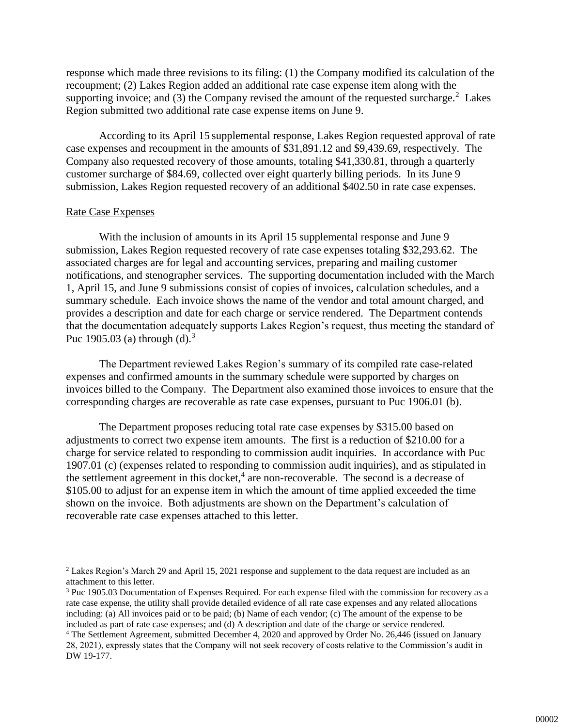response which made three revisions to its filing: (1) the Company modified its calculation of the recoupment; (2) Lakes Region added an additional rate case expense item along with the supporting invoice; and (3) the Company revised the amount of the requested surcharge.[2] Lakes Region submitted two additional rate case expense items on June 9.

According to its April 15 supplemental response, Lakes Region requested approval of rate case expenses and recoupment in the amounts of $31,891.12 and $9,439.69, respectively. The Company also requested recovery of those amounts, totaling $41,330.81, through a quarterly customer surcharge of $84.69, collected over eight quarterly billing periods. In its June 9 submission, Lakes Region requested recovery of an additional $402.50 in rate case expenses.

Rate Case Expenses

With the inclusion of amounts in its April 15 supplemental response and June 9 submission, Lakes Region requested recovery of rate case expenses totaling $32,293.62. The associated charges are for legal and accounting services, preparing and mailing customer notifications, and stenographer services. The supporting documentation included with the March 1, April 15, and June 9 submissions consist of copies of invoices, calculation schedules, and a summary schedule. Each invoice shows the name of the vendor and total amount charged, and provides a description and date for each charge or service rendered. The Department contends that the documentation adequately supports Lakes Region's request, thus meeting the standard of Puc 1905.03 (a) through (d).[3]

The Department reviewed Lakes Region's summary of its compiled rate case-related expenses and confirmed amounts in the summary schedule were supported by charges on invoices billed to the Company. The Department also examined those invoices to ensure that the corresponding charges are recoverable as rate case expenses, pursuant to Puc 1906.01 (b).

The Department proposes reducing total rate case expenses by $315.00 based on adjustments to correct two expense item amounts. The first is a reduction of $210.00 for a charge for service related to responding to commission audit inquiries. In accordance with Puc 1907.01 (c) (expenses related to responding to commission audit inquiries), and as stipulated in the settlement agreement in this docket,[4] are non-recoverable. The second is a decrease of $105.00 to adjust for an expense item in which the amount of time applied exceeded the time shown on the invoice. Both adjustments are shown on the Department's calculation of recoverable rate case expenses attached to this letter.

---

[2] Lakes Region's March 29 and April 15, 2021 response and supplement to the data request are included as an attachment to this letter.

[3] Puc 1905.03 Documentation of Expenses Required. For each expense filed with the commission for recovery as a rate case expense, the utility shall provide detailed evidence of all rate case expenses and any related allocations including: (a) All invoices paid or to be paid; (b) Name of each vendor; (c) The amount of the expense to be included as part of rate case expenses; and (d) A description and date of the charge or service rendered.

[4] The Settlement Agreement, submitted December 4, 2020 and approved by Order No. 26,446 (issued on January 28, 2021), expressly states that the Company will not seek recovery of costs relative to the Commission's audit in DW 19-177.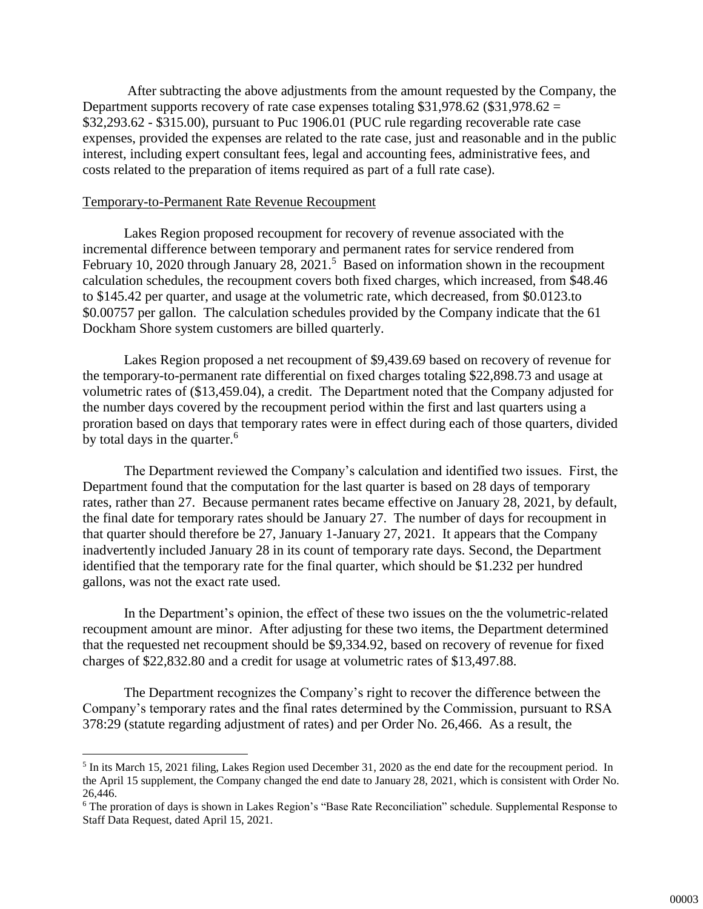After subtracting the above adjustments from the amount requested by the Company, the Department supports recovery of rate case expenses totaling $31,978.62 ($31,978.62 = $32,293.62 - $315.00), pursuant to Puc 1906.01 (PUC rule regarding recoverable rate case expenses, provided the expenses are related to the rate case, just and reasonable and in the public interest, including expert consultant fees, legal and accounting fees, administrative fees, and costs related to the preparation of items required as part of a full rate case).

Temporary-to-Permanent Rate Revenue Recoupment

Lakes Region proposed recoupment for recovery of revenue associated with the incremental difference between temporary and permanent rates for service rendered from February 10, 2020 through January 28, 2021.[5] Based on information shown in the recoupment calculation schedules, the recoupment covers both fixed charges, which increased, from $48.46 to $145.42 per quarter, and usage at the volumetric rate, which decreased, from $0.0123.to $0.00757 per gallon. The calculation schedules provided by the Company indicate that the 61 Dockham Shore system customers are billed quarterly.

Lakes Region proposed a net recoupment of $9,439.69 based on recovery of revenue for the temporary-to-permanent rate differential on fixed charges totaling $22,898.73 and usage at volumetric rates of ($13,459.04), a credit. The Department noted that the Company adjusted for the number days covered by the recoupment period within the first and last quarters using a proration based on days that temporary rates were in effect during each of those quarters, divided by total days in the quarter.[6]

The Department reviewed the Company's calculation and identified two issues. First, the Department found that the computation for the last quarter is based on 28 days of temporary rates, rather than 27. Because permanent rates became effective on January 28, 2021, by default, the final date for temporary rates should be January 27. The number of days for recoupment in that quarter should therefore be 27, January 1-January 27, 2021. It appears that the Company inadvertently included January 28 in its count of temporary rate days. Second, the Department identified that the temporary rate for the final quarter, which should be $1.232 per hundred gallons, was not the exact rate used.

In the Department's opinion, the effect of these two issues on the the volumetric-related recoupment amount are minor. After adjusting for these two items, the Department determined that the requested net recoupment should be $9,334.92, based on recovery of revenue for fixed charges of $22,832.80 and a credit for usage at volumetric rates of $13,497.88.

The Department recognizes the Company's right to recover the difference between the Company's temporary rates and the final rates determined by the Commission, pursuant to RSA 378:29 (statute regarding adjustment of rates) and per Order No. 26,466. As a result, the

[5] In its March 15, 2021 filing, Lakes Region used December 31, 2020 as the end date for the recoupment period. In the April 15 supplement, the Company changed the end date to January 28, 2021, which is consistent with Order No. 26,446.

[6] The proration of days is shown in Lakes Region's "Base Rate Reconciliation" schedule. Supplemental Response to Staff Data Request, dated April 15, 2021.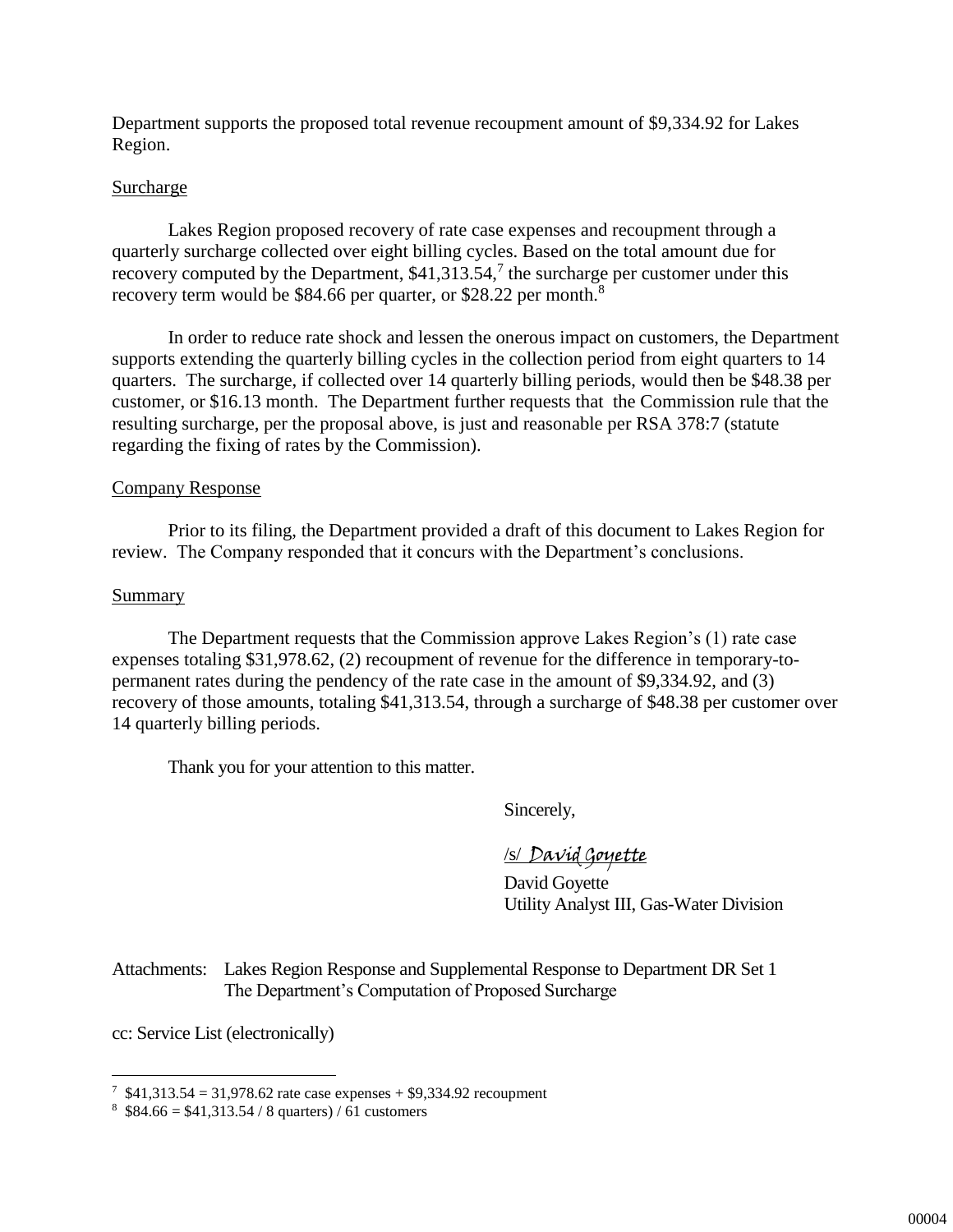Department supports the proposed total revenue recoupment amount of $9,334.92 for Lakes Region.

Surcharge

Lakes Region proposed recovery of rate case expenses and recoupment through a quarterly surcharge collected over eight billing cycles. Based on the total amount due for recovery computed by the Department, $41,313.54,[7] the surcharge per customer under this recovery term would be $84.66 per quarter, or $28.22 per month.[8]

In order to reduce rate shock and lessen the onerous impact on customers, the Department supports extending the quarterly billing cycles in the collection period from eight quarters to 14 quarters. The surcharge, if collected over 14 quarterly billing periods, would then be $48.38 per customer, or $16.13 month. The Department further requests that the Commission rule that the resulting surcharge, per the proposal above, is just and reasonable per RSA 378:7 (statute regarding the fixing of rates by the Commission).

Company Response

Prior to its filing, the Department provided a draft of this document to Lakes Region for review. The Company responded that it concurs with the Department's conclusions.

Summary

The Department requests that the Commission approve Lakes Region's (1) rate case expenses totaling $31,978.62, (2) recoupment of revenue for the difference in temporary-to-permanent rates during the pendency of the rate case in the amount of $9,334.92, and (3) recovery of those amounts, totaling $41,313.54, through a surcharge of $48.38 per customer over 14 quarterly billing periods.

Thank you for your attention to this matter.

Sincerely,

/s/ *David Goyette*

David Goyette
Utility Analyst III, Gas-Water Division

Attachments: Lakes Region Response and Supplemental Response to Department DR Set 1
The Department's Computation of Proposed Surcharge

cc: Service List (electronically)

---

[7] $41,313.54 = 31,978.62 rate case expenses + $9,334.92 recoupment

[8] $84.66 = $41,313.54 / 8 quarters) / 61 customers